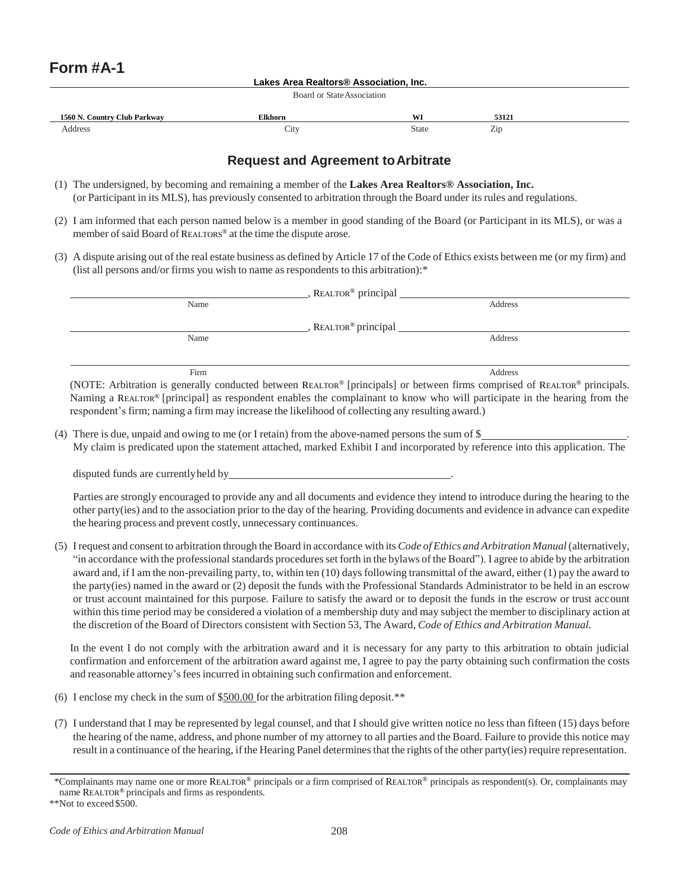# Form #A-1

**Lakes Area Realtors® Association, Inc.**
Board or State Association

| **1560 N. Country Club Parkway** | **Elkhorn** | **WI** | **53121** |
|---|---|---|---|
| Address | City | State | Zip |

## Request and Agreement to Arbitrate

(1) The undersigned, by becoming and remaining a member of the **Lakes Area Realtors® Association, Inc.** (or Participant in its MLS), has previously consented to arbitration through the Board under its rules and regulations.

(2) I am informed that each person named below is a member in good standing of the Board (or Participant in its MLS), or was a member of said Board of REALTORS® at the time the dispute arose.

(3) A dispute arising out of the real estate business as defined by Article 17 of the Code of Ethics exists between me (or my firm) and (list all persons and/or firms you wish to name as respondents to this arbitration):*

\_\_\_\_\_\_\_\_\_\_\_\_\_\_\_\_\_\_\_\_\_\_\_\_, REALTOR® principal \_\_\_\_\_\_\_\_\_\_\_\_\_\_\_\_\_\_\_\_\_\_\_\_
Name Address

\_\_\_\_\_\_\_\_\_\_\_\_\_\_\_\_\_\_\_\_\_\_\_\_, REALTOR® principal \_\_\_\_\_\_\_\_\_\_\_\_\_\_\_\_\_\_\_\_\_\_\_\_
Name Address

\_\_\_\_\_\_\_\_\_\_\_\_\_\_\_\_\_\_\_\_\_\_\_\_\_\_\_\_\_\_\_\_\_\_\_\_\_\_\_\_\_\_\_\_\_\_\_\_\_\_\_\_\_\_\_\_\_\_\_\_\_\_\_\_\_\_\_\_
Firm Address

(NOTE: Arbitration is generally conducted between REALTOR® [principals] or between firms comprised of REALTOR® principals. Naming a REALTOR® [principal] as respondent enables the complainant to know who will participate in the hearing from the respondent's firm; naming a firm may increase the likelihood of collecting any resulting award.)

(4) There is due, unpaid and owing to me (or I retain) from the above-named persons the sum of $\_\_\_\_\_\_\_\_\_\_\_\_\_\_\_\_\_\_\_\_.
My claim is predicated upon the statement attached, marked Exhibit I and incorporated by reference into this application. The

disputed funds are currently held by \_\_\_\_\_\_\_\_\_\_\_\_\_\_\_\_\_\_\_\_\_\_\_\_\_\_\_\_\_\_\_\_.

Parties are strongly encouraged to provide any and all documents and evidence they intend to introduce during the hearing to the other party(ies) and to the association prior to the day of the hearing. Providing documents and evidence in advance can expedite the hearing process and prevent costly, unnecessary continuances.

(5) I request and consent to arbitration through the Board in accordance with its *Code of Ethics and Arbitration Manual* (alternatively, "in accordance with the professional standards procedures set forth in the bylaws of the Board"). I agree to abide by the arbitration award and, if I am the non-prevailing party, to, within ten (10) days following transmittal of the award, either (1) pay the award to the party(ies) named in the award or (2) deposit the funds with the Professional Standards Administrator to be held in an escrow or trust account maintained for this purpose. Failure to satisfy the award or to deposit the funds in the escrow or trust account within this time period may be considered a violation of a membership duty and may subject the member to disciplinary action at the discretion of the Board of Directors consistent with Section 53, The Award, *Code of Ethics and Arbitration Manual.*

In the event I do not comply with the arbitration award and it is necessary for any party to this arbitration to obtain judicial confirmation and enforcement of the arbitration award against me, I agree to pay the party obtaining such confirmation the costs and reasonable attorney's fees incurred in obtaining such confirmation and enforcement.

(6) I enclose my check in the sum of $500.00 for the arbitration filing deposit.**

(7) I understand that I may be represented by legal counsel, and that I should give written notice no less than fifteen (15) days before the hearing of the name, address, and phone number of my attorney to all parties and the Board. Failure to provide this notice may result in a continuance of the hearing, if the Hearing Panel determines that the rights of the other party(ies) require representation.

---

*Complainants may name one or more REALTOR® principals or a firm comprised of REALTOR® principals as respondent(s). Or, complainants may name REALTOR® principals and firms as respondents.

**Not to exceed $500.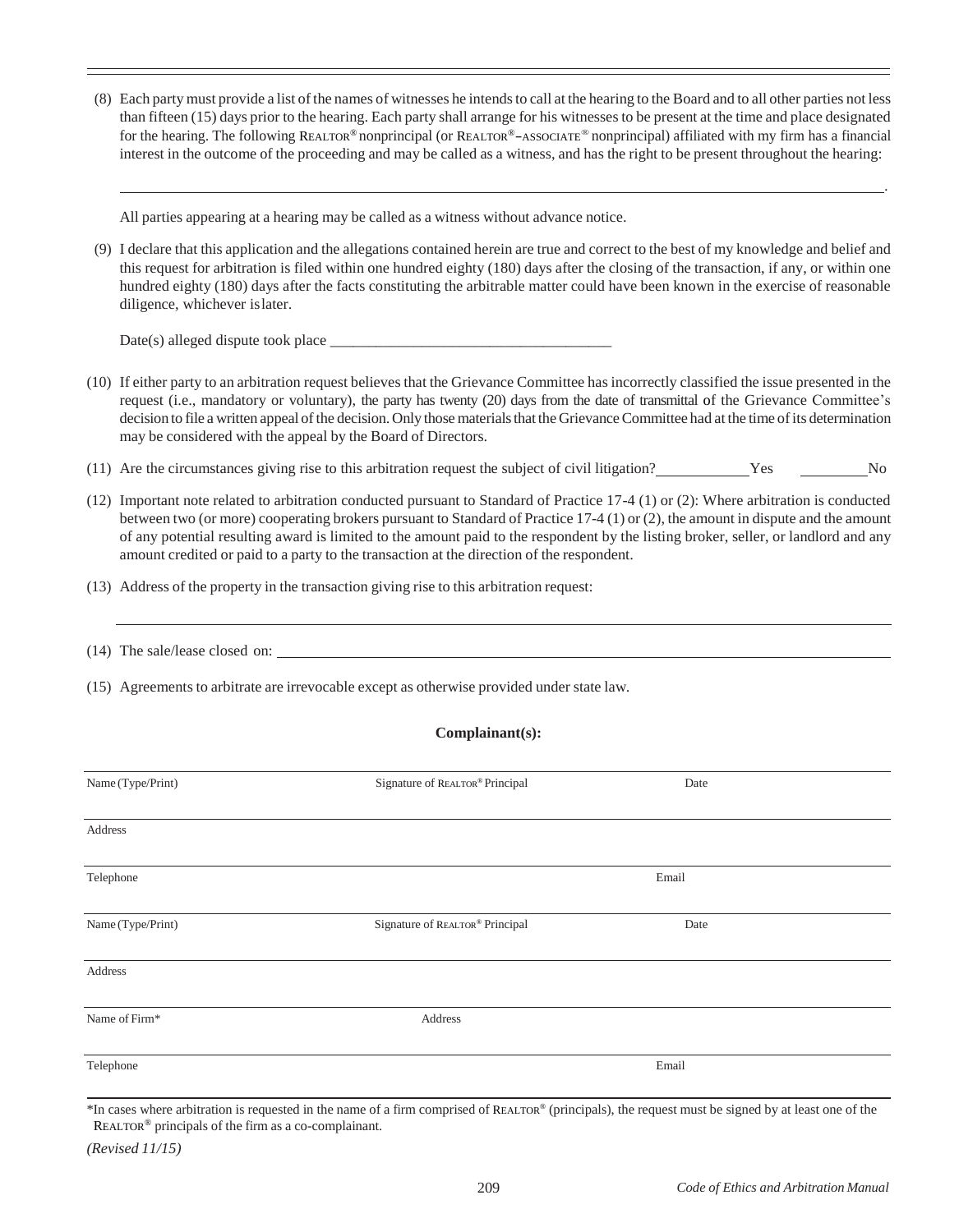(8) Each party must provide a list of the names of witnesses he intends to call at the hearing to the Board and to all other parties not less than fifteen (15) days prior to the hearing. Each party shall arrange for his witnesses to be present at the time and place designated for the hearing. The following REALTOR® nonprincipal (or REALTOR®-ASSOCIATE® nonprincipal) affiliated with my firm has a financial interest in the outcome of the proceeding and may be called as a witness, and has the right to be present throughout the hearing:

______________________________________________________________________________.

All parties appearing at a hearing may be called as a witness without advance notice.

(9) I declare that this application and the allegations contained herein are true and correct to the best of my knowledge and belief and this request for arbitration is filed within one hundred eighty (180) days after the closing of the transaction, if any, or within one hundred eighty (180) days after the facts constituting the arbitrable matter could have been known in the exercise of reasonable diligence, whichever is later.

Date(s) alleged dispute took place ____________________________________

(10) If either party to an arbitration request believes that the Grievance Committee has incorrectly classified the issue presented in the request (i.e., mandatory or voluntary), the party has twenty (20) days from the date of transmittal of the Grievance Committee's decision to file a written appeal of the decision. Only those materials that the Grievance Committee had at the time of its determination may be considered with the appeal by the Board of Directors.

(11) Are the circumstances giving rise to this arbitration request the subject of civil litigation? ________ Yes ________ No

(12) Important note related to arbitration conducted pursuant to Standard of Practice 17-4 (1) or (2): Where arbitration is conducted between two (or more) cooperating brokers pursuant to Standard of Practice 17-4 (1) or (2), the amount in dispute and the amount of any potential resulting award is limited to the amount paid to the respondent by the listing broker, seller, or landlord and any amount credited or paid to a party to the transaction at the direction of the respondent.

(13) Address of the property in the transaction giving rise to this arbitration request:

______________________________________________________________________________

(14) The sale/lease closed on: ____________________________________________________________

(15) Agreements to arbitrate are irrevocable except as otherwise provided under state law.

**Complainant(s):**

| | | |
|---|---|---|
| Name (Type/Print) | Signature of REALTOR® Principal | Date |
| Address | | |
| Telephone | | Email |
| Name (Type/Print) | Signature of REALTOR® Principal | Date |
| Address | | |
| Name of Firm* | Address | |
| Telephone | | Email |

*In cases where arbitration is requested in the name of a firm comprised of REALTOR® (principals), the request must be signed by at least one of the REALTOR® principals of the firm as a co-complainant.

*(Revised 11/15)*